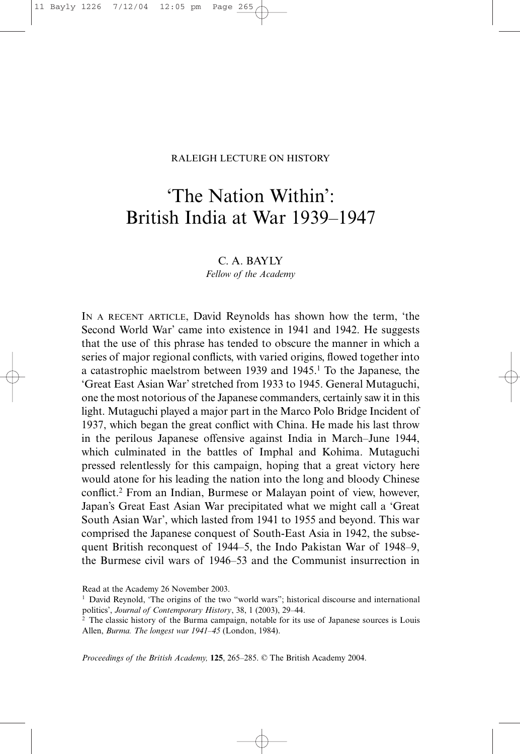RALEIGH LECTURE ON HISTORY

# 'The Nation Within': British India at War 1939–1947

C. A. BAYLY

*Fellow of the Academy*

IN A RECENT ARTICLE, David Reynolds has shown how the term, 'the Second World War' came into existence in 1941 and 1942. He suggests that the use of this phrase has tended to obscure the manner in which a series of major regional conflicts, with varied origins, flowed together into a catastrophic maelstrom between 1939 and 1945.[1] To the Japanese, the 'Great East Asian War' stretched from 1933 to 1945. General Mutaguchi, one the most notorious of the Japanese commanders, certainly saw it in this light. Mutaguchi played a major part in the Marco Polo Bridge Incident of 1937, which began the great conflict with China. He made his last throw in the perilous Japanese offensive against India in March–June 1944, which culminated in the battles of Imphal and Kohima. Mutaguchi pressed relentlessly for this campaign, hoping that a great victory here would atone for his leading the nation into the long and bloody Chinese conflict.[2] From an Indian, Burmese or Malayan point of view, however, Japan's Great East Asian War precipitated what we might call a 'Great South Asian War', which lasted from 1941 to 1955 and beyond. This war comprised the Japanese conquest of South-East Asia in 1942, the subsequent British reconquest of 1944–5, the Indo Pakistan War of 1948–9, the Burmese civil wars of 1946–53 and the Communist insurrection in

Read at the Academy 26 November 2003.

[1] David Reynold, 'The origins of the two "world wars"; historical discourse and international politics', *Journal of Contemporary History*, 38, 1 (2003), 29–44.

[2] The classic history of the Burma campaign, notable for its use of Japanese sources is Louis Allen, *Burma. The longest war 1941–45* (London, 1984).

*Proceedings of the British Academy,* **125**, 265–285. © The British Academy 2004.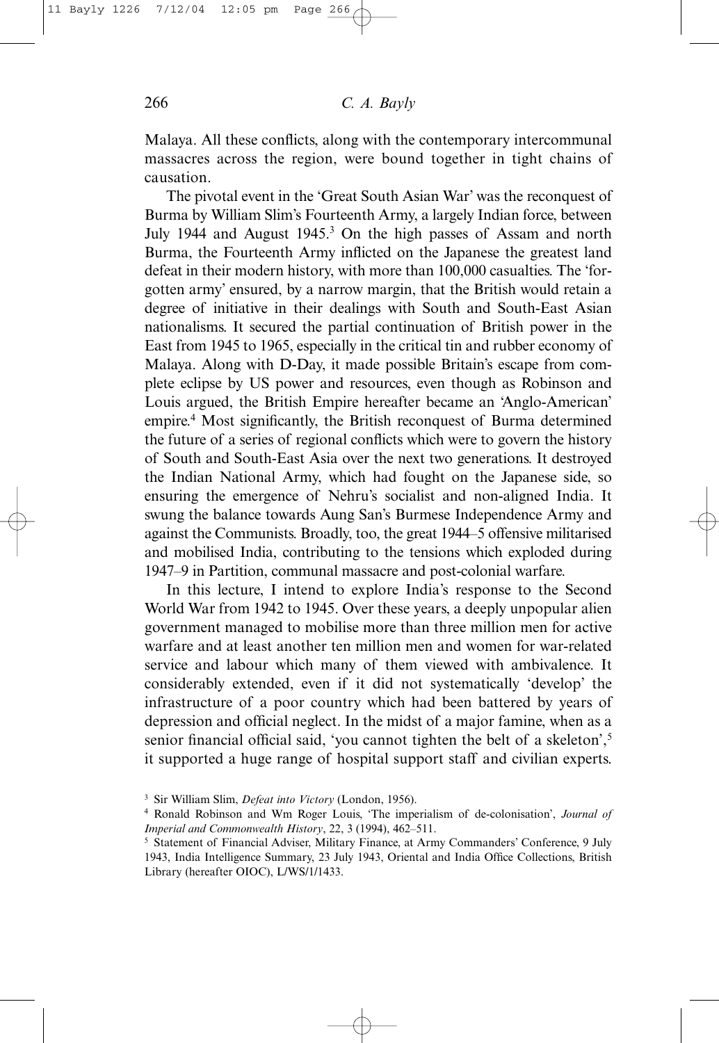Malaya. All these conflicts, along with the contemporary intercommunal massacres across the region, were bound together in tight chains of causation.

The pivotal event in the 'Great South Asian War' was the reconquest of Burma by William Slim's Fourteenth Army, a largely Indian force, between July 1944 and August 1945.[3] On the high passes of Assam and north Burma, the Fourteenth Army inflicted on the Japanese the greatest land defeat in their modern history, with more than 100,000 casualties. The 'forgotten army' ensured, by a narrow margin, that the British would retain a degree of initiative in their dealings with South and South-East Asian nationalisms. It secured the partial continuation of British power in the East from 1945 to 1965, especially in the critical tin and rubber economy of Malaya. Along with D-Day, it made possible Britain's escape from complete eclipse by US power and resources, even though as Robinson and Louis argued, the British Empire hereafter became an 'Anglo-American' empire.[4] Most significantly, the British reconquest of Burma determined the future of a series of regional conflicts which were to govern the history of South and South-East Asia over the next two generations. It destroyed the Indian National Army, which had fought on the Japanese side, so ensuring the emergence of Nehru's socialist and non-aligned India. It swung the balance towards Aung San's Burmese Independence Army and against the Communists. Broadly, too, the great 1944–5 offensive militarised and mobilised India, contributing to the tensions which exploded during 1947–9 in Partition, communal massacre and post-colonial warfare.

In this lecture, I intend to explore India's response to the Second World War from 1942 to 1945. Over these years, a deeply unpopular alien government managed to mobilise more than three million men for active warfare and at least another ten million men and women for war-related service and labour which many of them viewed with ambivalence. It considerably extended, even if it did not systematically 'develop' the infrastructure of a poor country which had been battered by years of depression and official neglect. In the midst of a major famine, when as a senior financial official said, 'you cannot tighten the belt of a skeleton',[5] it supported a huge range of hospital support staff and civilian experts.

[3] Sir William Slim, *Defeat into Victory* (London, 1956).

[4] Ronald Robinson and Wm Roger Louis, 'The imperialism of de-colonisation', *Journal of Imperial and Commonwealth History*, 22, 3 (1994), 462–511.

[5] Statement of Financial Adviser, Military Finance, at Army Commanders' Conference, 9 July 1943, India Intelligence Summary, 23 July 1943, Oriental and India Office Collections, British Library (hereafter OIOC), L/WS/1/1433.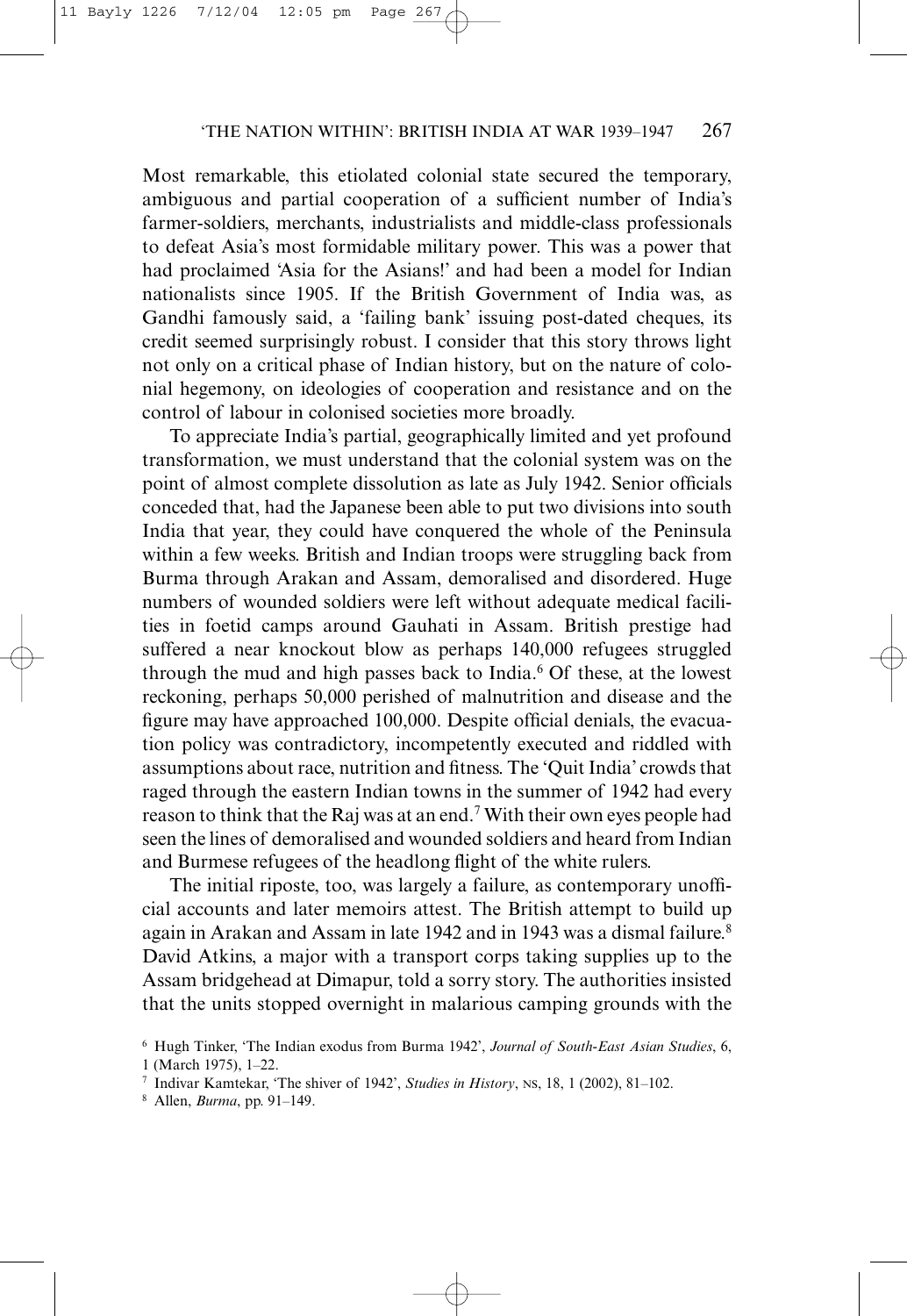Most remarkable, this etiolated colonial state secured the temporary, ambiguous and partial cooperation of a sufficient number of India's farmer-soldiers, merchants, industrialists and middle-class professionals to defeat Asia's most formidable military power. This was a power that had proclaimed 'Asia for the Asians!' and had been a model for Indian nationalists since 1905. If the British Government of India was, as Gandhi famously said, a 'failing bank' issuing post-dated cheques, its credit seemed surprisingly robust. I consider that this story throws light not only on a critical phase of Indian history, but on the nature of colonial hegemony, on ideologies of cooperation and resistance and on the control of labour in colonised societies more broadly.

To appreciate India's partial, geographically limited and yet profound transformation, we must understand that the colonial system was on the point of almost complete dissolution as late as July 1942. Senior officials conceded that, had the Japanese been able to put two divisions into south India that year, they could have conquered the whole of the Peninsula within a few weeks. British and Indian troops were struggling back from Burma through Arakan and Assam, demoralised and disordered. Huge numbers of wounded soldiers were left without adequate medical facilities in foetid camps around Gauhati in Assam. British prestige had suffered a near knockout blow as perhaps 140,000 refugees struggled through the mud and high passes back to India.[6] Of these, at the lowest reckoning, perhaps 50,000 perished of malnutrition and disease and the figure may have approached 100,000. Despite official denials, the evacuation policy was contradictory, incompetently executed and riddled with assumptions about race, nutrition and fitness. The 'Quit India' crowds that raged through the eastern Indian towns in the summer of 1942 had every reason to think that the Raj was at an end.[7] With their own eyes people had seen the lines of demoralised and wounded soldiers and heard from Indian and Burmese refugees of the headlong flight of the white rulers.

The initial riposte, too, was largely a failure, as contemporary unofficial accounts and later memoirs attest. The British attempt to build up again in Arakan and Assam in late 1942 and in 1943 was a dismal failure.[8] David Atkins, a major with a transport corps taking supplies up to the Assam bridgehead at Dimapur, told a sorry story. The authorities insisted that the units stopped overnight in malarious camping grounds with the

[6] Hugh Tinker, 'The Indian exodus from Burma 1942', *Journal of South-East Asian Studies*, 6, 1 (March 1975), 1–22.

[7] Indivar Kamtekar, 'The shiver of 1942', *Studies in History*, NS, 18, 1 (2002), 81–102.

[8] Allen, *Burma*, pp. 91–149.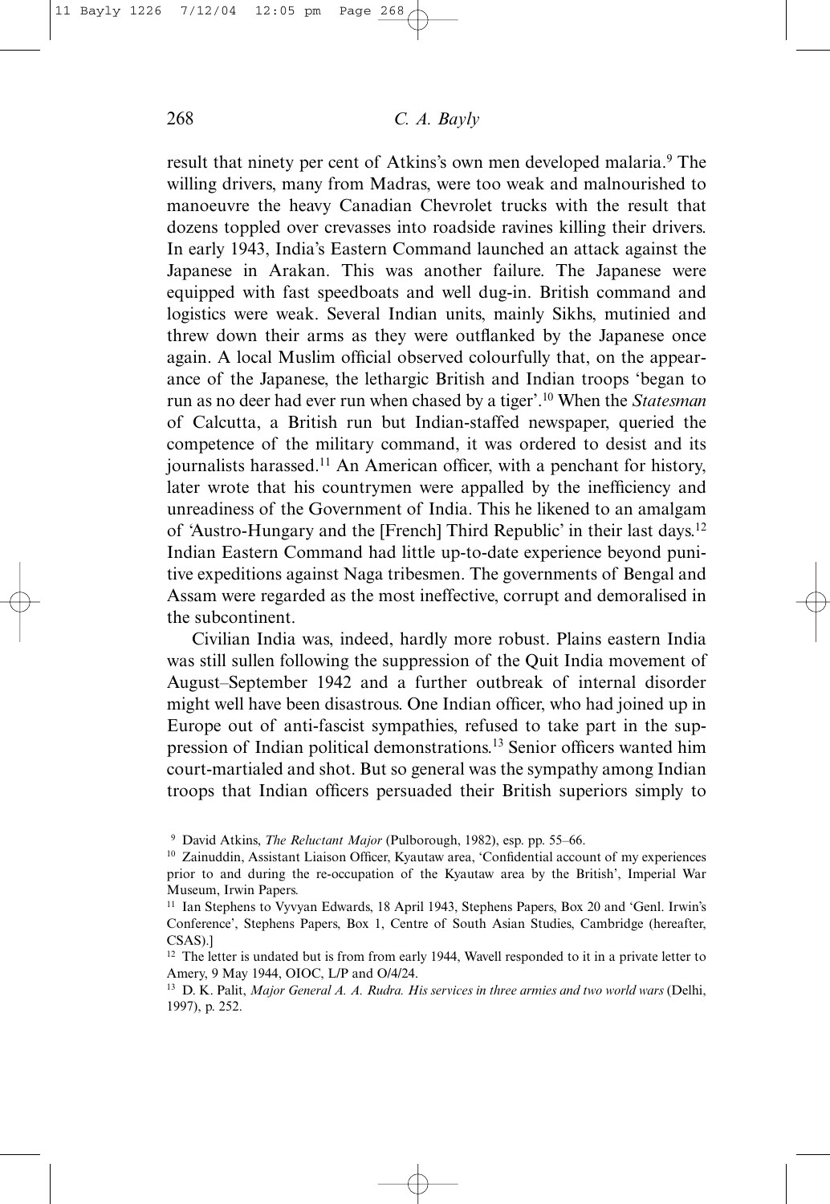result that ninety per cent of Atkins's own men developed malaria.[9] The willing drivers, many from Madras, were too weak and malnourished to manoeuvre the heavy Canadian Chevrolet trucks with the result that dozens toppled over crevasses into roadside ravines killing their drivers. In early 1943, India's Eastern Command launched an attack against the Japanese in Arakan. This was another failure. The Japanese were equipped with fast speedboats and well dug-in. British command and logistics were weak. Several Indian units, mainly Sikhs, mutinied and threw down their arms as they were outflanked by the Japanese once again. A local Muslim official observed colourfully that, on the appearance of the Japanese, the lethargic British and Indian troops 'began to run as no deer had ever run when chased by a tiger'.[10] When the *Statesman* of Calcutta, a British run but Indian-staffed newspaper, queried the competence of the military command, it was ordered to desist and its journalists harassed.[11] An American officer, with a penchant for history, later wrote that his countrymen were appalled by the inefficiency and unreadiness of the Government of India. This he likened to an amalgam of 'Austro-Hungary and the [French] Third Republic' in their last days.[12] Indian Eastern Command had little up-to-date experience beyond punitive expeditions against Naga tribesmen. The governments of Bengal and Assam were regarded as the most ineffective, corrupt and demoralised in the subcontinent.

Civilian India was, indeed, hardly more robust. Plains eastern India was still sullen following the suppression of the Quit India movement of August–September 1942 and a further outbreak of internal disorder might well have been disastrous. One Indian officer, who had joined up in Europe out of anti-fascist sympathies, refused to take part in the suppression of Indian political demonstrations.[13] Senior officers wanted him court-martialed and shot. But so general was the sympathy among Indian troops that Indian officers persuaded their British superiors simply to

[9] David Atkins, *The Reluctant Major* (Pulborough, 1982), esp. pp. 55–66.

[10] Zainuddin, Assistant Liaison Officer, Kyautaw area, 'Confidential account of my experiences prior to and during the re-occupation of the Kyautaw area by the British', Imperial War Museum, Irwin Papers.

[11] Ian Stephens to Vyvyan Edwards, 18 April 1943, Stephens Papers, Box 20 and 'Genl. Irwin's Conference', Stephens Papers, Box 1, Centre of South Asian Studies, Cambridge (hereafter, CSAS).]

[12] The letter is undated but is from from early 1944, Wavell responded to it in a private letter to Amery, 9 May 1944, OIOC, L/P and O/4/24.

[13] D. K. Palit, *Major General A. A. Rudra. His services in three armies and two world wars* (Delhi, 1997), p. 252.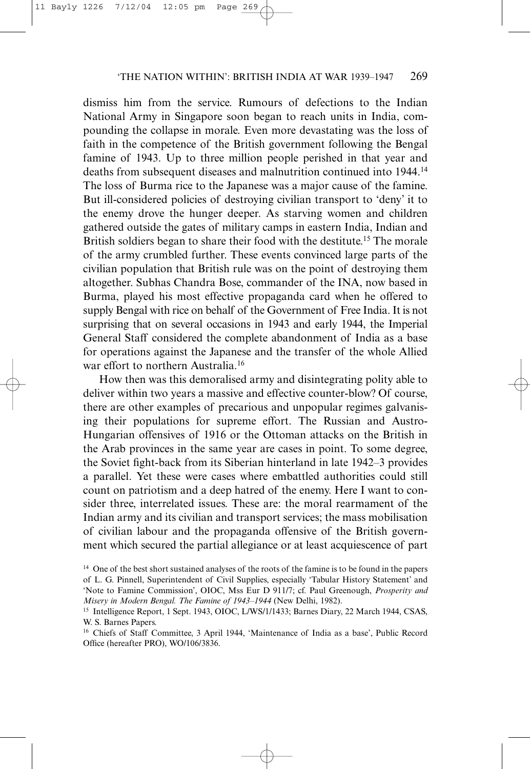dismiss him from the service. Rumours of defections to the Indian National Army in Singapore soon began to reach units in India, compounding the collapse in morale. Even more devastating was the loss of faith in the competence of the British government following the Bengal famine of 1943. Up to three million people perished in that year and deaths from subsequent diseases and malnutrition continued into 1944.[14] The loss of Burma rice to the Japanese was a major cause of the famine. But ill-considered policies of destroying civilian transport to 'deny' it to the enemy drove the hunger deeper. As starving women and children gathered outside the gates of military camps in eastern India, Indian and British soldiers began to share their food with the destitute.[15] The morale of the army crumbled further. These events convinced large parts of the civilian population that British rule was on the point of destroying them altogether. Subhas Chandra Bose, commander of the INA, now based in Burma, played his most effective propaganda card when he offered to supply Bengal with rice on behalf of the Government of Free India. It is not surprising that on several occasions in 1943 and early 1944, the Imperial General Staff considered the complete abandonment of India as a base for operations against the Japanese and the transfer of the whole Allied war effort to northern Australia.[16]

How then was this demoralised army and disintegrating polity able to deliver within two years a massive and effective counter-blow? Of course, there are other examples of precarious and unpopular regimes galvanising their populations for supreme effort. The Russian and Austro-Hungarian offensives of 1916 or the Ottoman attacks on the British in the Arab provinces in the same year are cases in point. To some degree, the Soviet fight-back from its Siberian hinterland in late 1942–3 provides a parallel. Yet these were cases where embattled authorities could still count on patriotism and a deep hatred of the enemy. Here I want to consider three, interrelated issues. These are: the moral rearmament of the Indian army and its civilian and transport services; the mass mobilisation of civilian labour and the propaganda offensive of the British government which secured the partial allegiance or at least acquiescence of part

[14] One of the best short sustained analyses of the roots of the famine is to be found in the papers of L. G. Pinnell, Superintendent of Civil Supplies, especially 'Tabular History Statement' and 'Note to Famine Commission', OIOC, Mss Eur D 911/7; cf. Paul Greenough, *Prosperity and Misery in Modern Bengal. The Famine of 1943–1944* (New Delhi, 1982).

[15] Intelligence Report, 1 Sept. 1943, OIOC, L/WS/1/1433; Barnes Diary, 22 March 1944, CSAS, W. S. Barnes Papers.

[16] Chiefs of Staff Committee, 3 April 1944, 'Maintenance of India as a base', Public Record Office (hereafter PRO), WO/106/3836.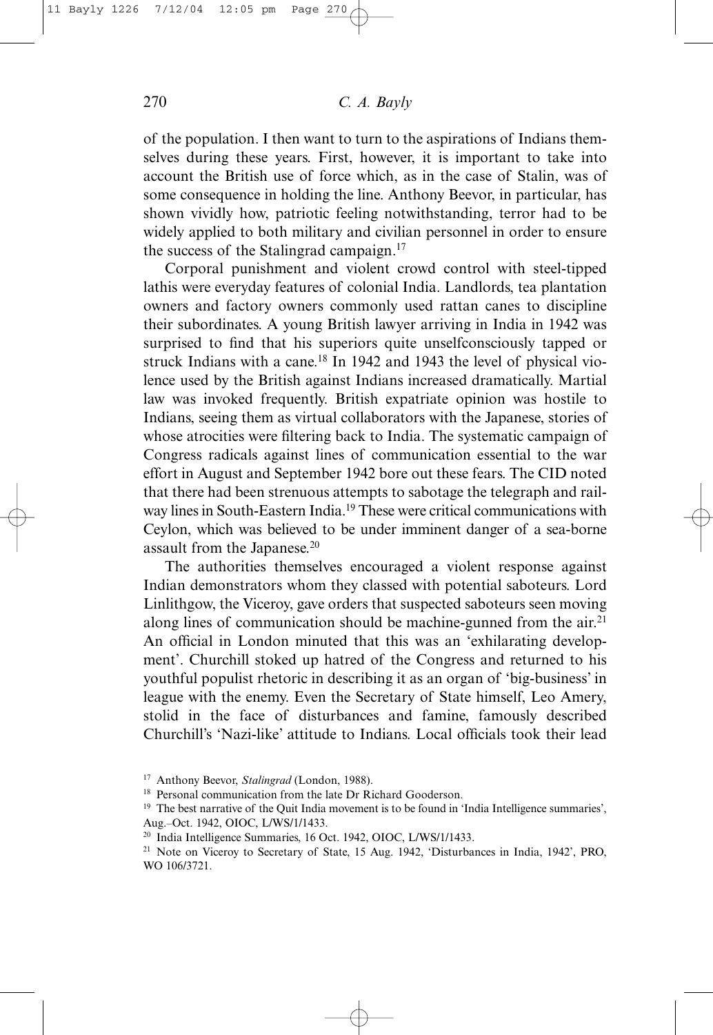of the population. I then want to turn to the aspirations of Indians themselves during these years. First, however, it is important to take into account the British use of force which, as in the case of Stalin, was of some consequence in holding the line. Anthony Beevor, in particular, has shown vividly how, patriotic feeling notwithstanding, terror had to be widely applied to both military and civilian personnel in order to ensure the success of the Stalingrad campaign.[17]

Corporal punishment and violent crowd control with steel-tipped lathis were everyday features of colonial India. Landlords, tea plantation owners and factory owners commonly used rattan canes to discipline their subordinates. A young British lawyer arriving in India in 1942 was surprised to find that his superiors quite unselfconsciously tapped or struck Indians with a cane.[18] In 1942 and 1943 the level of physical violence used by the British against Indians increased dramatically. Martial law was invoked frequently. British expatriate opinion was hostile to Indians, seeing them as virtual collaborators with the Japanese, stories of whose atrocities were filtering back to India. The systematic campaign of Congress radicals against lines of communication essential to the war effort in August and September 1942 bore out these fears. The CID noted that there had been strenuous attempts to sabotage the telegraph and railway lines in South-Eastern India.[19] These were critical communications with Ceylon, which was believed to be under imminent danger of a sea-borne assault from the Japanese.[20]

The authorities themselves encouraged a violent response against Indian demonstrators whom they classed with potential saboteurs. Lord Linlithgow, the Viceroy, gave orders that suspected saboteurs seen moving along lines of communication should be machine-gunned from the air.[21] An official in London minuted that this was an 'exhilarating development'. Churchill stoked up hatred of the Congress and returned to his youthful populist rhetoric in describing it as an organ of 'big-business' in league with the enemy. Even the Secretary of State himself, Leo Amery, stolid in the face of disturbances and famine, famously described Churchill's 'Nazi-like' attitude to Indians. Local officials took their lead

---

[17] Anthony Beevor, *Stalingrad* (London, 1988).

[18] Personal communication from the late Dr Richard Gooderson.

[19] The best narrative of the Quit India movement is to be found in 'India Intelligence summaries', Aug.–Oct. 1942, OIOC, L/WS/1/1433.

[20] India Intelligence Summaries, 16 Oct. 1942, OIOC, L/WS/1/1433.

[21] Note on Viceroy to Secretary of State, 15 Aug. 1942, 'Disturbances in India, 1942', PRO, WO 106/3721.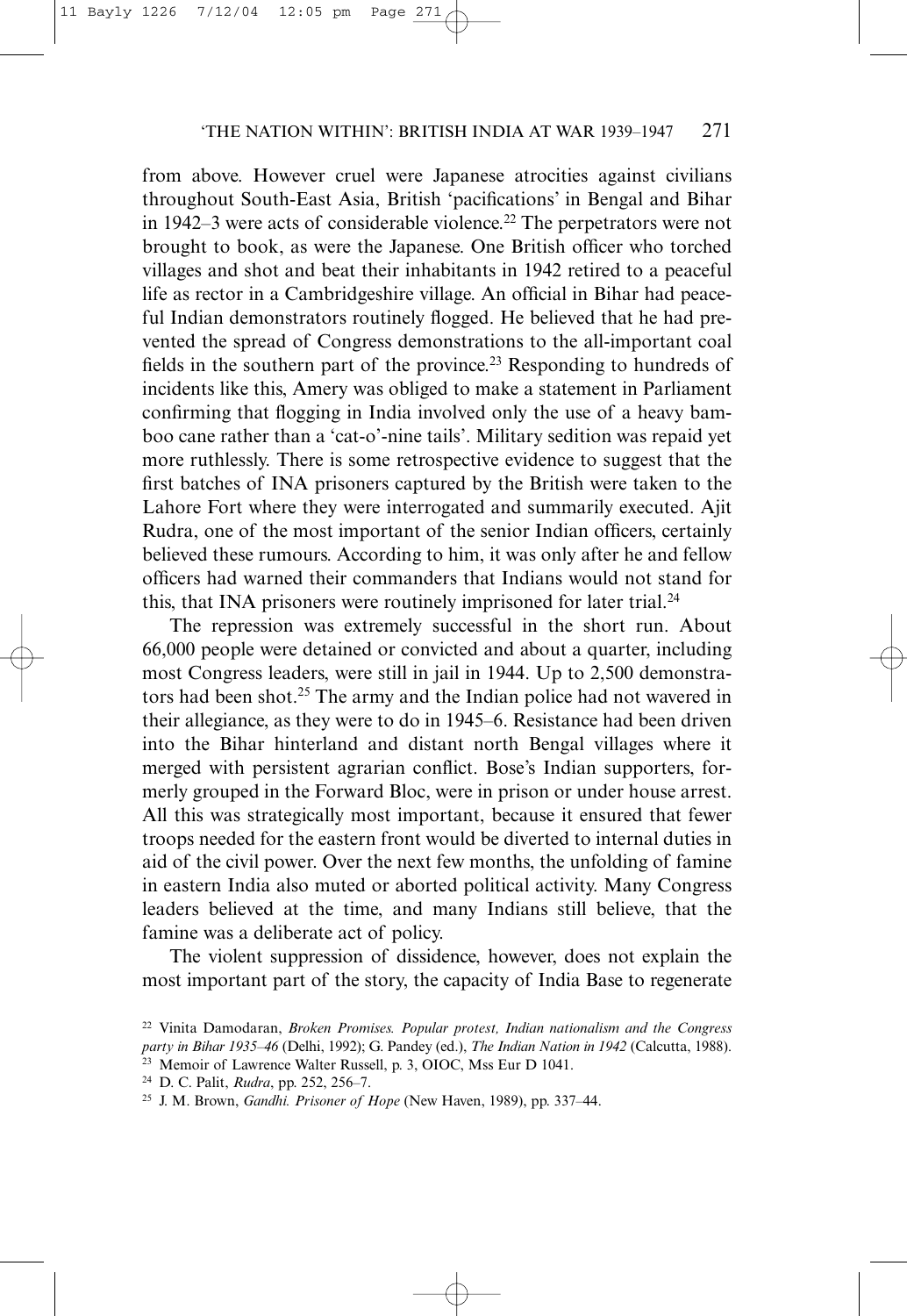from above. However cruel were Japanese atrocities against civilians throughout South-East Asia, British 'pacifications' in Bengal and Bihar in 1942–3 were acts of considerable violence.[22] The perpetrators were not brought to book, as were the Japanese. One British officer who torched villages and shot and beat their inhabitants in 1942 retired to a peaceful life as rector in a Cambridgeshire village. An official in Bihar had peaceful Indian demonstrators routinely flogged. He believed that he had prevented the spread of Congress demonstrations to the all-important coal fields in the southern part of the province.[23] Responding to hundreds of incidents like this, Amery was obliged to make a statement in Parliament confirming that flogging in India involved only the use of a heavy bamboo cane rather than a 'cat-o'-nine tails'. Military sedition was repaid yet more ruthlessly. There is some retrospective evidence to suggest that the first batches of INA prisoners captured by the British were taken to the Lahore Fort where they were interrogated and summarily executed. Ajit Rudra, one of the most important of the senior Indian officers, certainly believed these rumours. According to him, it was only after he and fellow officers had warned their commanders that Indians would not stand for this, that INA prisoners were routinely imprisoned for later trial.[24]

The repression was extremely successful in the short run. About 66,000 people were detained or convicted and about a quarter, including most Congress leaders, were still in jail in 1944. Up to 2,500 demonstrators had been shot.[25] The army and the Indian police had not wavered in their allegiance, as they were to do in 1945–6. Resistance had been driven into the Bihar hinterland and distant north Bengal villages where it merged with persistent agrarian conflict. Bose's Indian supporters, formerly grouped in the Forward Bloc, were in prison or under house arrest. All this was strategically most important, because it ensured that fewer troops needed for the eastern front would be diverted to internal duties in aid of the civil power. Over the next few months, the unfolding of famine in eastern India also muted or aborted political activity. Many Congress leaders believed at the time, and many Indians still believe, that the famine was a deliberate act of policy.

The violent suppression of dissidence, however, does not explain the most important part of the story, the capacity of India Base to regenerate

[22] Vinita Damodaran, *Broken Promises. Popular protest, Indian nationalism and the Congress party in Bihar 1935–46* (Delhi, 1992); G. Pandey (ed.), *The Indian Nation in 1942* (Calcutta, 1988).

[23] Memoir of Lawrence Walter Russell, p. 3, OIOC, Mss Eur D 1041.

[24] D. C. Palit, *Rudra*, pp. 252, 256–7.

[25] J. M. Brown, *Gandhi. Prisoner of Hope* (New Haven, 1989), pp. 337–44.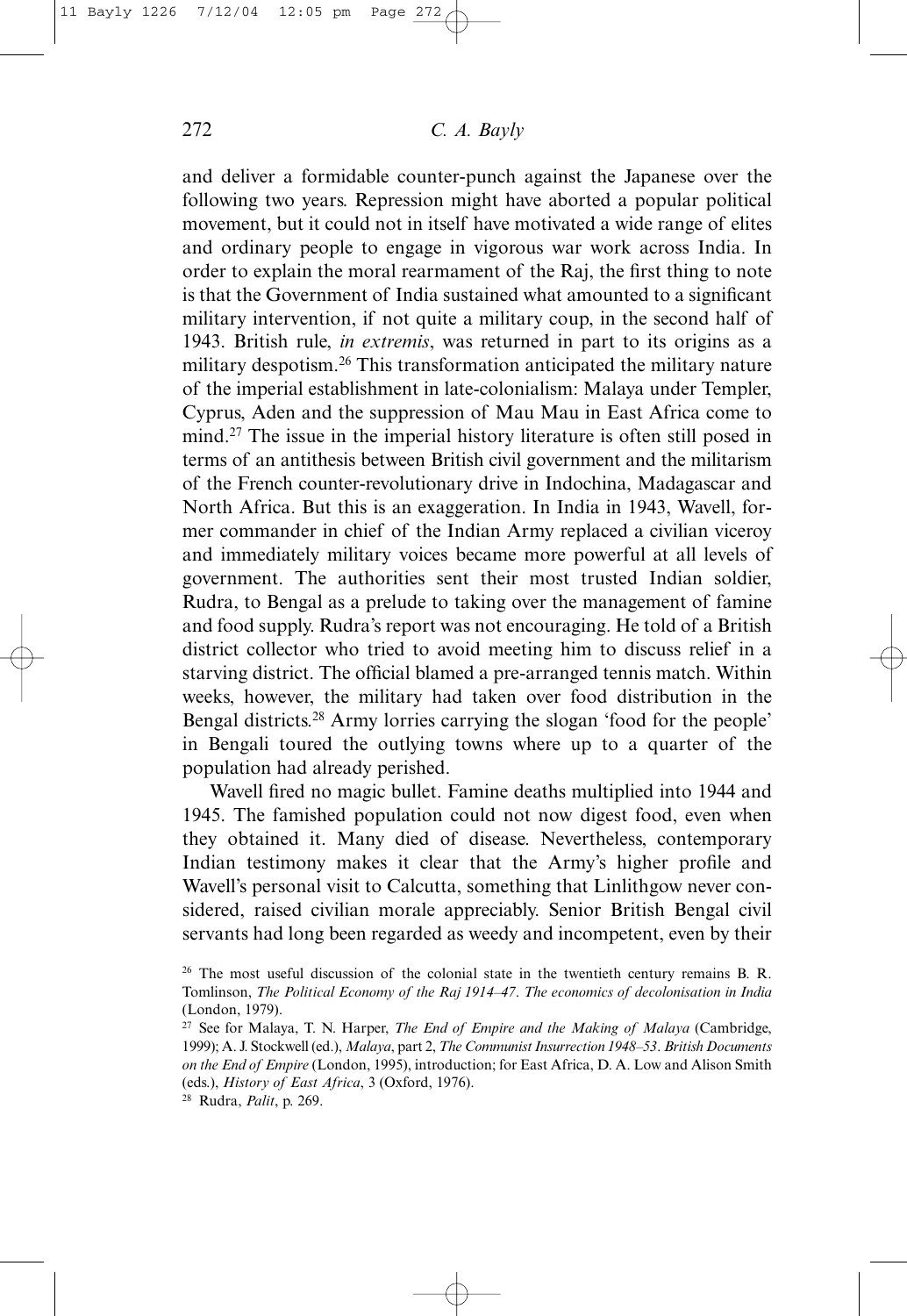and deliver a formidable counter-punch against the Japanese over the following two years. Repression might have aborted a popular political movement, but it could not in itself have motivated a wide range of elites and ordinary people to engage in vigorous war work across India. In order to explain the moral rearmament of the Raj, the first thing to note is that the Government of India sustained what amounted to a significant military intervention, if not quite a military coup, in the second half of 1943. British rule, *in extremis*, was returned in part to its origins as a military despotism.[26] This transformation anticipated the military nature of the imperial establishment in late-colonialism: Malaya under Templer, Cyprus, Aden and the suppression of Mau Mau in East Africa come to mind.[27] The issue in the imperial history literature is often still posed in terms of an antithesis between British civil government and the militarism of the French counter-revolutionary drive in Indochina, Madagascar and North Africa. But this is an exaggeration. In India in 1943, Wavell, former commander in chief of the Indian Army replaced a civilian viceroy and immediately military voices became more powerful at all levels of government. The authorities sent their most trusted Indian soldier, Rudra, to Bengal as a prelude to taking over the management of famine and food supply. Rudra's report was not encouraging. He told of a British district collector who tried to avoid meeting him to discuss relief in a starving district. The official blamed a pre-arranged tennis match. Within weeks, however, the military had taken over food distribution in the Bengal districts.[28] Army lorries carrying the slogan 'food for the people' in Bengali toured the outlying towns where up to a quarter of the population had already perished.

Wavell fired no magic bullet. Famine deaths multiplied into 1944 and 1945. The famished population could not now digest food, even when they obtained it. Many died of disease. Nevertheless, contemporary Indian testimony makes it clear that the Army's higher profile and Wavell's personal visit to Calcutta, something that Linlithgow never considered, raised civilian morale appreciably. Senior British Bengal civil servants had long been regarded as weedy and incompetent, even by their

[26] The most useful discussion of the colonial state in the twentieth century remains B. R. Tomlinson, *The Political Economy of the Raj 1914–47. The economics of decolonisation in India* (London, 1979).

[27] See for Malaya, T. N. Harper, *The End of Empire and the Making of Malaya* (Cambridge, 1999); A. J. Stockwell (ed.), *Malaya*, part 2, *The Communist Insurrection 1948–53. British Documents on the End of Empire* (London, 1995), introduction; for East Africa, D. A. Low and Alison Smith (eds.), *History of East Africa*, 3 (Oxford, 1976).

[28] Rudra, *Palit*, p. 269.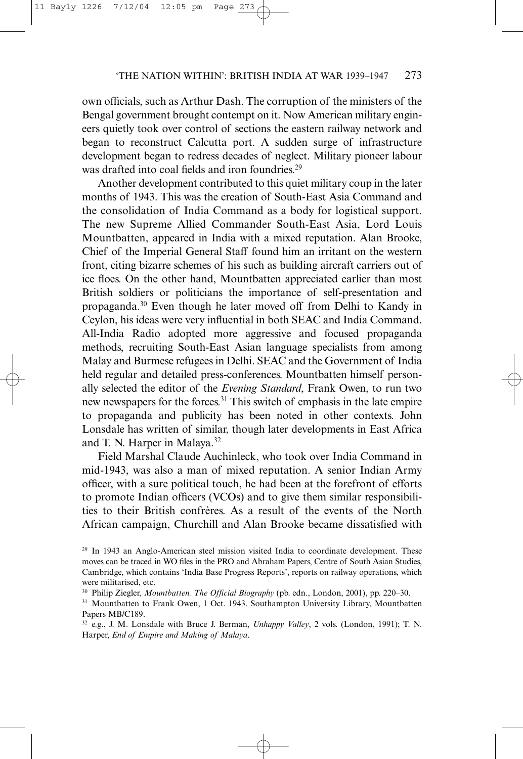own officials, such as Arthur Dash. The corruption of the ministers of the Bengal government brought contempt on it. Now American military engineers quietly took over control of sections the eastern railway network and began to reconstruct Calcutta port. A sudden surge of infrastructure development began to redress decades of neglect. Military pioneer labour was drafted into coal fields and iron foundries.[29]

Another development contributed to this quiet military coup in the later months of 1943. This was the creation of South-East Asia Command and the consolidation of India Command as a body for logistical support. The new Supreme Allied Commander South-East Asia, Lord Louis Mountbatten, appeared in India with a mixed reputation. Alan Brooke, Chief of the Imperial General Staff found him an irritant on the western front, citing bizarre schemes of his such as building aircraft carriers out of ice floes. On the other hand, Mountbatten appreciated earlier than most British soldiers or politicians the importance of self-presentation and propaganda.[30] Even though he later moved off from Delhi to Kandy in Ceylon, his ideas were very influential in both SEAC and India Command. All-India Radio adopted more aggressive and focused propaganda methods, recruiting South-East Asian language specialists from among Malay and Burmese refugees in Delhi. SEAC and the Government of India held regular and detailed press-conferences. Mountbatten himself personally selected the editor of the *Evening Standard*, Frank Owen, to run two new newspapers for the forces.[31] This switch of emphasis in the late empire to propaganda and publicity has been noted in other contexts. John Lonsdale has written of similar, though later developments in East Africa and T. N. Harper in Malaya.[32]

Field Marshal Claude Auchinleck, who took over India Command in mid-1943, was also a man of mixed reputation. A senior Indian Army officer, with a sure political touch, he had been at the forefront of efforts to promote Indian officers (VCOs) and to give them similar responsibilities to their British confrères. As a result of the events of the North African campaign, Churchill and Alan Brooke became dissatisfied with

[29] In 1943 an Anglo-American steel mission visited India to coordinate development. These moves can be traced in WO files in the PRO and Abraham Papers, Centre of South Asian Studies, Cambridge, which contains 'India Base Progress Reports', reports on railway operations, which were militarised, etc.

[30] Philip Ziegler, *Mountbatten. The Official Biography* (pb. edn., London, 2001), pp. 220–30.

[31] Mountbatten to Frank Owen, 1 Oct. 1943. Southampton University Library, Mountbatten Papers MB/C189.

[32] e.g., J. M. Lonsdale with Bruce J. Berman, *Unhappy Valley*, 2 vols. (London, 1991); T. N. Harper, *End of Empire and Making of Malaya*.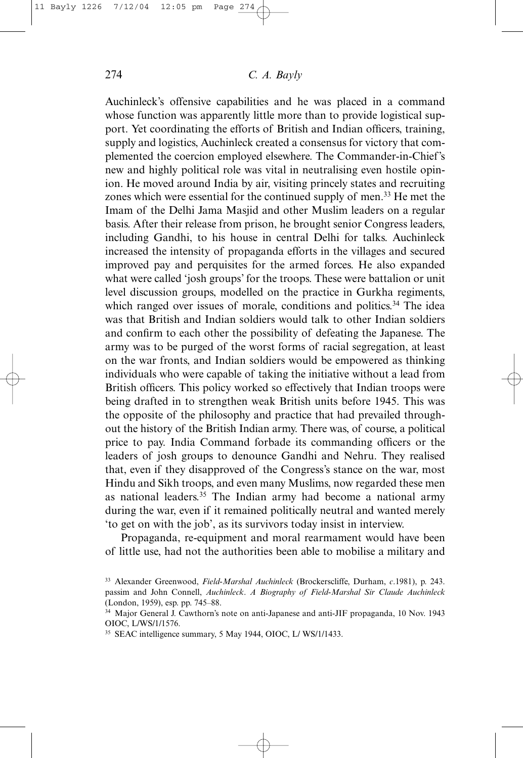Auchinleck's offensive capabilities and he was placed in a command whose function was apparently little more than to provide logistical support. Yet coordinating the efforts of British and Indian officers, training, supply and logistics, Auchinleck created a consensus for victory that complemented the coercion employed elsewhere. The Commander-in-Chief's new and highly political role was vital in neutralising even hostile opinion. He moved around India by air, visiting princely states and recruiting zones which were essential for the continued supply of men.[33] He met the Imam of the Delhi Jama Masjid and other Muslim leaders on a regular basis. After their release from prison, he brought senior Congress leaders, including Gandhi, to his house in central Delhi for talks. Auchinleck increased the intensity of propaganda efforts in the villages and secured improved pay and perquisites for the armed forces. He also expanded what were called 'josh groups' for the troops. These were battalion or unit level discussion groups, modelled on the practice in Gurkha regiments, which ranged over issues of morale, conditions and politics.[34] The idea was that British and Indian soldiers would talk to other Indian soldiers and confirm to each other the possibility of defeating the Japanese. The army was to be purged of the worst forms of racial segregation, at least on the war fronts, and Indian soldiers would be empowered as thinking individuals who were capable of taking the initiative without a lead from British officers. This policy worked so effectively that Indian troops were being drafted in to strengthen weak British units before 1945. This was the opposite of the philosophy and practice that had prevailed throughout the history of the British Indian army. There was, of course, a political price to pay. India Command forbade its commanding officers or the leaders of josh groups to denounce Gandhi and Nehru. They realised that, even if they disapproved of the Congress's stance on the war, most Hindu and Sikh troops, and even many Muslims, now regarded these men as national leaders.[35] The Indian army had become a national army during the war, even if it remained politically neutral and wanted merely 'to get on with the job', as its survivors today insist in interview.

Propaganda, re-equipment and moral rearmament would have been of little use, had not the authorities been able to mobilise a military and

---

[33] Alexander Greenwood, *Field-Marshal Auchinleck* (Brockerscliffe, Durham, *c*.1981), p. 243. passim and John Connell, *Auchinleck*. *A Biography of Field-Marshal Sir Claude Auchinleck* (London, 1959), esp. pp. 745–88.

[34] Major General J. Cawthorn's note on anti-Japanese and anti-JIF propaganda, 10 Nov. 1943 OIOC, L/WS/1/1576.

[35] SEAC intelligence summary, 5 May 1944, OIOC, L/ WS/1/1433.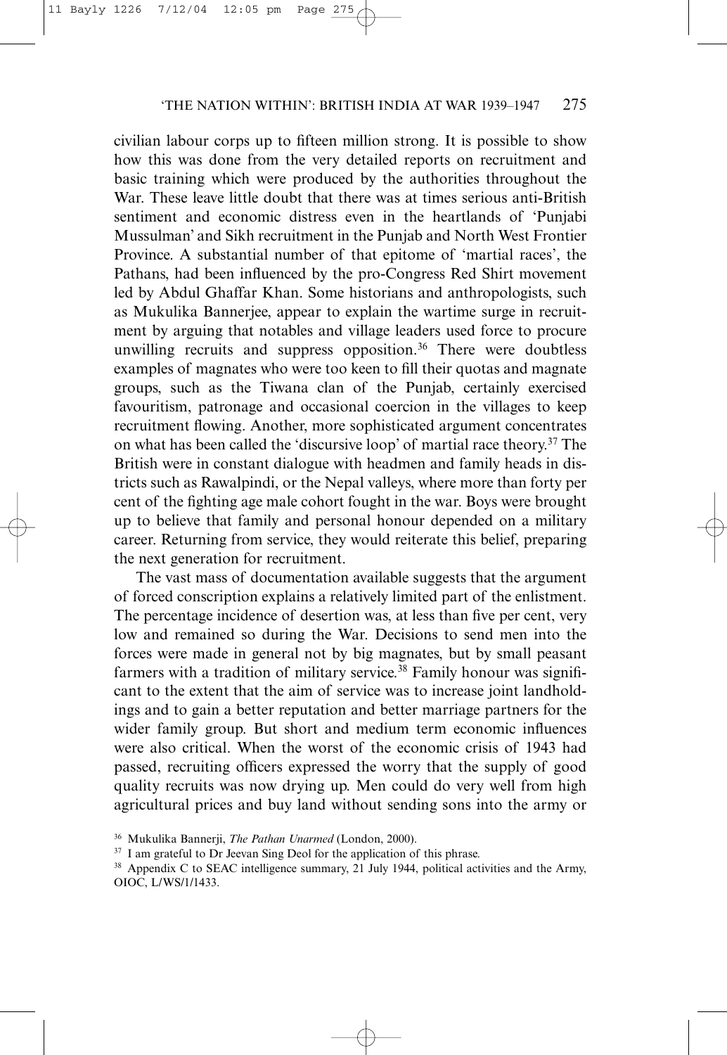civilian labour corps up to fifteen million strong. It is possible to show how this was done from the very detailed reports on recruitment and basic training which were produced by the authorities throughout the War. These leave little doubt that there was at times serious anti-British sentiment and economic distress even in the heartlands of 'Punjabi Mussulman' and Sikh recruitment in the Punjab and North West Frontier Province. A substantial number of that epitome of 'martial races', the Pathans, had been influenced by the pro-Congress Red Shirt movement led by Abdul Ghaffar Khan. Some historians and anthropologists, such as Mukulika Bannerjee, appear to explain the wartime surge in recruitment by arguing that notables and village leaders used force to procure unwilling recruits and suppress opposition.[36] There were doubtless examples of magnates who were too keen to fill their quotas and magnate groups, such as the Tiwana clan of the Punjab, certainly exercised favouritism, patronage and occasional coercion in the villages to keep recruitment flowing. Another, more sophisticated argument concentrates on what has been called the 'discursive loop' of martial race theory.[37] The British were in constant dialogue with headmen and family heads in districts such as Rawalpindi, or the Nepal valleys, where more than forty per cent of the fighting age male cohort fought in the war. Boys were brought up to believe that family and personal honour depended on a military career. Returning from service, they would reiterate this belief, preparing the next generation for recruitment.

The vast mass of documentation available suggests that the argument of forced conscription explains a relatively limited part of the enlistment. The percentage incidence of desertion was, at less than five per cent, very low and remained so during the War. Decisions to send men into the forces were made in general not by big magnates, but by small peasant farmers with a tradition of military service.[38] Family honour was significant to the extent that the aim of service was to increase joint landholdings and to gain a better reputation and better marriage partners for the wider family group. But short and medium term economic influences were also critical. When the worst of the economic crisis of 1943 had passed, recruiting officers expressed the worry that the supply of good quality recruits was now drying up. Men could do very well from high agricultural prices and buy land without sending sons into the army or

[36] Mukulika Bannerji, *The Pathan Unarmed* (London, 2000).

[37] I am grateful to Dr Jeevan Sing Deol for the application of this phrase.

[38] Appendix C to SEAC intelligence summary, 21 July 1944, political activities and the Army, OIOC, L/WS/1/1433.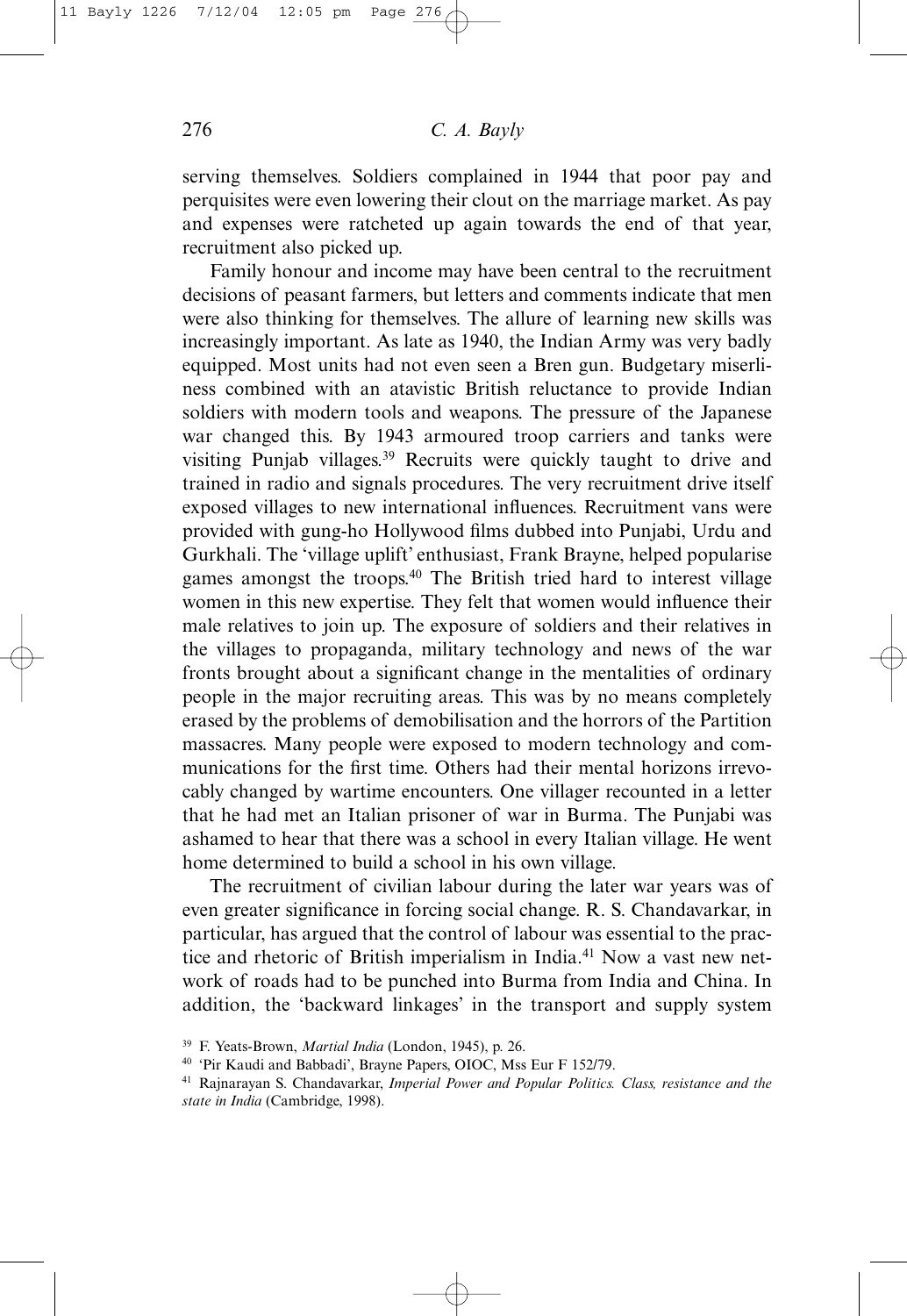serving themselves. Soldiers complained in 1944 that poor pay and perquisites were even lowering their clout on the marriage market. As pay and expenses were ratcheted up again towards the end of that year, recruitment also picked up.

Family honour and income may have been central to the recruitment decisions of peasant farmers, but letters and comments indicate that men were also thinking for themselves. The allure of learning new skills was increasingly important. As late as 1940, the Indian Army was very badly equipped. Most units had not even seen a Bren gun. Budgetary miserliness combined with an atavistic British reluctance to provide Indian soldiers with modern tools and weapons. The pressure of the Japanese war changed this. By 1943 armoured troop carriers and tanks were visiting Punjab villages.[39] Recruits were quickly taught to drive and trained in radio and signals procedures. The very recruitment drive itself exposed villages to new international influences. Recruitment vans were provided with gung-ho Hollywood films dubbed into Punjabi, Urdu and Gurkhali. The 'village uplift' enthusiast, Frank Brayne, helped popularise games amongst the troops.[40] The British tried hard to interest village women in this new expertise. They felt that women would influence their male relatives to join up. The exposure of soldiers and their relatives in the villages to propaganda, military technology and news of the war fronts brought about a significant change in the mentalities of ordinary people in the major recruiting areas. This was by no means completely erased by the problems of demobilisation and the horrors of the Partition massacres. Many people were exposed to modern technology and communications for the first time. Others had their mental horizons irrevocably changed by wartime encounters. One villager recounted in a letter that he had met an Italian prisoner of war in Burma. The Punjabi was ashamed to hear that there was a school in every Italian village. He went home determined to build a school in his own village.

The recruitment of civilian labour during the later war years was of even greater significance in forcing social change. R. S. Chandavarkar, in particular, has argued that the control of labour was essential to the practice and rhetoric of British imperialism in India.[41] Now a vast new network of roads had to be punched into Burma from India and China. In addition, the 'backward linkages' in the transport and supply system

[39] F. Yeats-Brown, *Martial India* (London, 1945), p. 26.

[40] 'Pir Kaudi and Babbadi', Brayne Papers, OIOC, Mss Eur F 152/79.

[41] Rajnarayan S. Chandavarkar, *Imperial Power and Popular Politics. Class, resistance and the state in India* (Cambridge, 1998).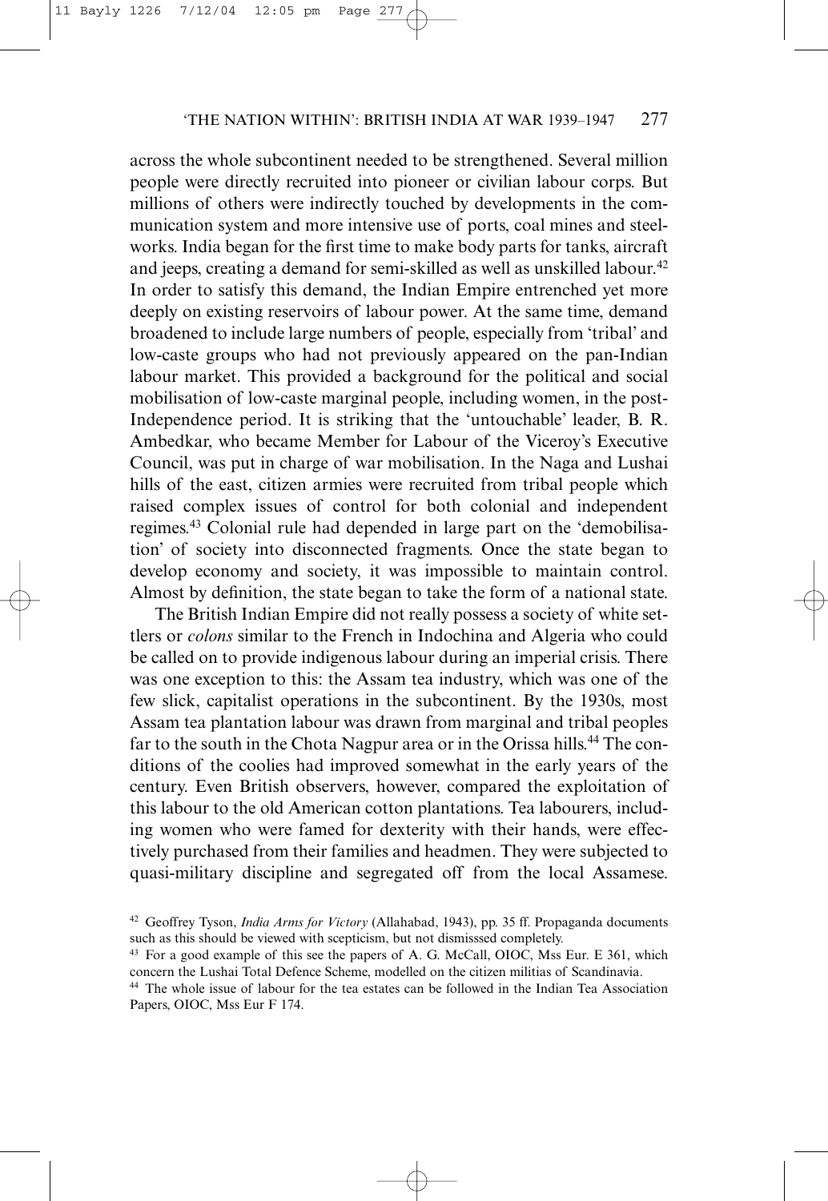across the whole subcontinent needed to be strengthened. Several million people were directly recruited into pioneer or civilian labour corps. But millions of others were indirectly touched by developments in the communication system and more intensive use of ports, coal mines and steelworks. India began for the first time to make body parts for tanks, aircraft and jeeps, creating a demand for semi-skilled as well as unskilled labour.[42] In order to satisfy this demand, the Indian Empire entrenched yet more deeply on existing reservoirs of labour power. At the same time, demand broadened to include large numbers of people, especially from 'tribal' and low-caste groups who had not previously appeared on the pan-Indian labour market. This provided a background for the political and social mobilisation of low-caste marginal people, including women, in the post-Independence period. It is striking that the 'untouchable' leader, B. R. Ambedkar, who became Member for Labour of the Viceroy's Executive Council, was put in charge of war mobilisation. In the Naga and Lushai hills of the east, citizen armies were recruited from tribal people which raised complex issues of control for both colonial and independent regimes.[43] Colonial rule had depended in large part on the 'demobilisation' of society into disconnected fragments. Once the state began to develop economy and society, it was impossible to maintain control. Almost by definition, the state began to take the form of a national state.

The British Indian Empire did not really possess a society of white settlers or *colons* similar to the French in Indochina and Algeria who could be called on to provide indigenous labour during an imperial crisis. There was one exception to this: the Assam tea industry, which was one of the few slick, capitalist operations in the subcontinent. By the 1930s, most Assam tea plantation labour was drawn from marginal and tribal peoples far to the south in the Chota Nagpur area or in the Orissa hills.[44] The conditions of the coolies had improved somewhat in the early years of the century. Even British observers, however, compared the exploitation of this labour to the old American cotton plantations. Tea labourers, including women who were famed for dexterity with their hands, were effectively purchased from their families and headmen. They were subjected to quasi-military discipline and segregated off from the local Assamese.

[42] Geoffrey Tyson, *India Arms for Victory* (Allahabad, 1943), pp. 35 ff. Propaganda documents such as this should be viewed with scepticism, but not dismisssed completely.

[43] For a good example of this see the papers of A. G. McCall, OIOC, Mss Eur. E 361, which concern the Lushai Total Defence Scheme, modelled on the citizen militias of Scandinavia.

[44] The whole issue of labour for the tea estates can be followed in the Indian Tea Association Papers, OIOC, Mss Eur F 174.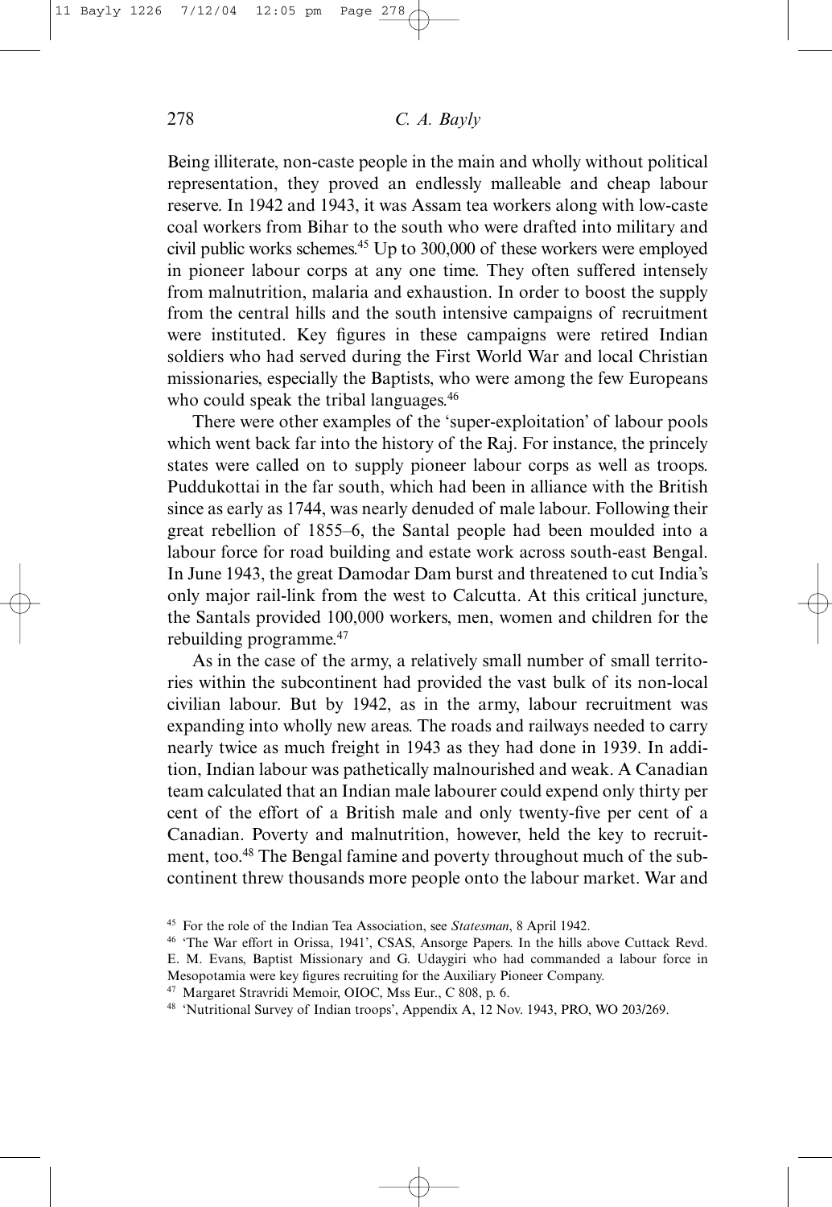Being illiterate, non-caste people in the main and wholly without political representation, they proved an endlessly malleable and cheap labour reserve. In 1942 and 1943, it was Assam tea workers along with low-caste coal workers from Bihar to the south who were drafted into military and civil public works schemes.[45] Up to 300,000 of these workers were employed in pioneer labour corps at any one time. They often suffered intensely from malnutrition, malaria and exhaustion. In order to boost the supply from the central hills and the south intensive campaigns of recruitment were instituted. Key figures in these campaigns were retired Indian soldiers who had served during the First World War and local Christian missionaries, especially the Baptists, who were among the few Europeans who could speak the tribal languages.[46]

There were other examples of the 'super-exploitation' of labour pools which went back far into the history of the Raj. For instance, the princely states were called on to supply pioneer labour corps as well as troops. Puddukottai in the far south, which had been in alliance with the British since as early as 1744, was nearly denuded of male labour. Following their great rebellion of 1855–6, the Santal people had been moulded into a labour force for road building and estate work across south-east Bengal. In June 1943, the great Damodar Dam burst and threatened to cut India's only major rail-link from the west to Calcutta. At this critical juncture, the Santals provided 100,000 workers, men, women and children for the rebuilding programme.[47]

As in the case of the army, a relatively small number of small territories within the subcontinent had provided the vast bulk of its non-local civilian labour. But by 1942, as in the army, labour recruitment was expanding into wholly new areas. The roads and railways needed to carry nearly twice as much freight in 1943 as they had done in 1939. In addition, Indian labour was pathetically malnourished and weak. A Canadian team calculated that an Indian male labourer could expend only thirty per cent of the effort of a British male and only twenty-five per cent of a Canadian. Poverty and malnutrition, however, held the key to recruitment, too.[48] The Bengal famine and poverty throughout much of the subcontinent threw thousands more people onto the labour market. War and

---

[45] For the role of the Indian Tea Association, see *Statesman*, 8 April 1942.

[46] 'The War effort in Orissa, 1941', CSAS, Ansorge Papers. In the hills above Cuttack Revd. E. M. Evans, Baptist Missionary and G. Udaygiri who had commanded a labour force in Mesopotamia were key figures recruiting for the Auxiliary Pioneer Company.

[47] Margaret Stravridi Memoir, OIOC, Mss Eur., C 808, p. 6.

[48] 'Nutritional Survey of Indian troops', Appendix A, 12 Nov. 1943, PRO, WO 203/269.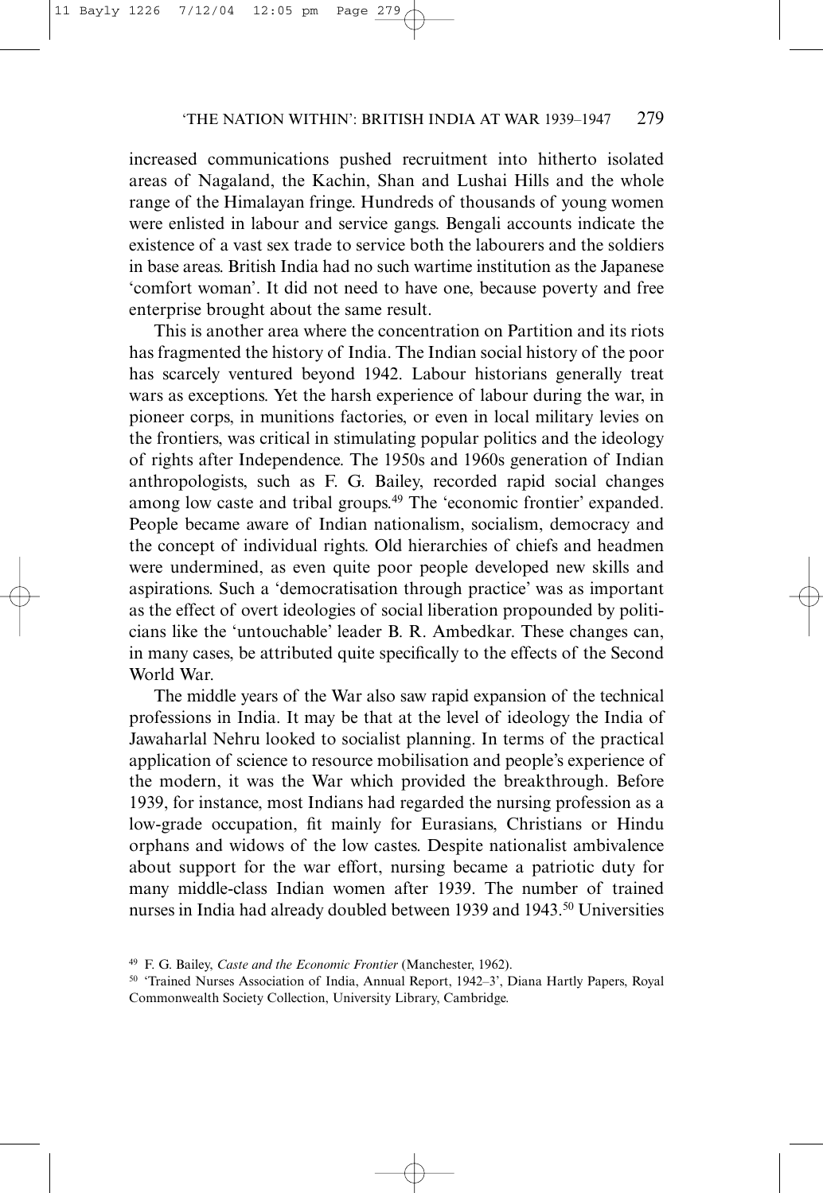increased communications pushed recruitment into hitherto isolated areas of Nagaland, the Kachin, Shan and Lushai Hills and the whole range of the Himalayan fringe. Hundreds of thousands of young women were enlisted in labour and service gangs. Bengali accounts indicate the existence of a vast sex trade to service both the labourers and the soldiers in base areas. British India had no such wartime institution as the Japanese 'comfort woman'. It did not need to have one, because poverty and free enterprise brought about the same result.

This is another area where the concentration on Partition and its riots has fragmented the history of India. The Indian social history of the poor has scarcely ventured beyond 1942. Labour historians generally treat wars as exceptions. Yet the harsh experience of labour during the war, in pioneer corps, in munitions factories, or even in local military levies on the frontiers, was critical in stimulating popular politics and the ideology of rights after Independence. The 1950s and 1960s generation of Indian anthropologists, such as F. G. Bailey, recorded rapid social changes among low caste and tribal groups.[49] The 'economic frontier' expanded. People became aware of Indian nationalism, socialism, democracy and the concept of individual rights. Old hierarchies of chiefs and headmen were undermined, as even quite poor people developed new skills and aspirations. Such a 'democratisation through practice' was as important as the effect of overt ideologies of social liberation propounded by politicians like the 'untouchable' leader B. R. Ambedkar. These changes can, in many cases, be attributed quite specifically to the effects of the Second World War.

The middle years of the War also saw rapid expansion of the technical professions in India. It may be that at the level of ideology the India of Jawaharlal Nehru looked to socialist planning. In terms of the practical application of science to resource mobilisation and people's experience of the modern, it was the War which provided the breakthrough. Before 1939, for instance, most Indians had regarded the nursing profession as a low-grade occupation, fit mainly for Eurasians, Christians or Hindu orphans and widows of the low castes. Despite nationalist ambivalence about support for the war effort, nursing became a patriotic duty for many middle-class Indian women after 1939. The number of trained nurses in India had already doubled between 1939 and 1943.[50] Universities

[49] F. G. Bailey, *Caste and the Economic Frontier* (Manchester, 1962).

[50] 'Trained Nurses Association of India, Annual Report, 1942–3', Diana Hartly Papers, Royal Commonwealth Society Collection, University Library, Cambridge.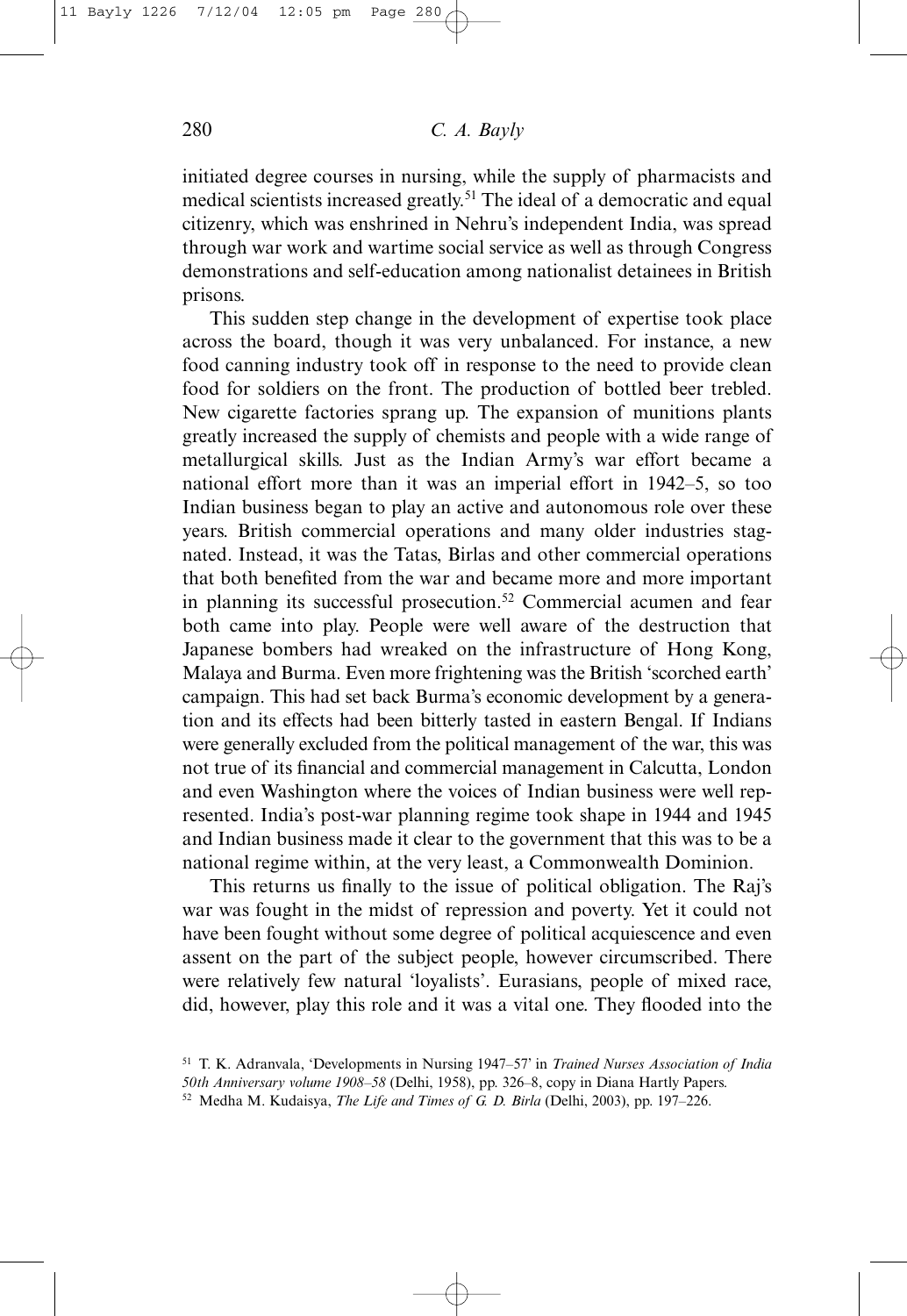initiated degree courses in nursing, while the supply of pharmacists and medical scientists increased greatly.[51] The ideal of a democratic and equal citizenry, which was enshrined in Nehru's independent India, was spread through war work and wartime social service as well as through Congress demonstrations and self-education among nationalist detainees in British prisons.

This sudden step change in the development of expertise took place across the board, though it was very unbalanced. For instance, a new food canning industry took off in response to the need to provide clean food for soldiers on the front. The production of bottled beer trebled. New cigarette factories sprang up. The expansion of munitions plants greatly increased the supply of chemists and people with a wide range of metallurgical skills. Just as the Indian Army's war effort became a national effort more than it was an imperial effort in 1942–5, so too Indian business began to play an active and autonomous role over these years. British commercial operations and many older industries stagnated. Instead, it was the Tatas, Birlas and other commercial operations that both benefited from the war and became more and more important in planning its successful prosecution.[52] Commercial acumen and fear both came into play. People were well aware of the destruction that Japanese bombers had wreaked on the infrastructure of Hong Kong, Malaya and Burma. Even more frightening was the British 'scorched earth' campaign. This had set back Burma's economic development by a generation and its effects had been bitterly tasted in eastern Bengal. If Indians were generally excluded from the political management of the war, this was not true of its financial and commercial management in Calcutta, London and even Washington where the voices of Indian business were well represented. India's post-war planning regime took shape in 1944 and 1945 and Indian business made it clear to the government that this was to be a national regime within, at the very least, a Commonwealth Dominion.

This returns us finally to the issue of political obligation. The Raj's war was fought in the midst of repression and poverty. Yet it could not have been fought without some degree of political acquiescence and even assent on the part of the subject people, however circumscribed. There were relatively few natural 'loyalists'. Eurasians, people of mixed race, did, however, play this role and it was a vital one. They flooded into the

[51] T. K. Adranvala, 'Developments in Nursing 1947–57' in *Trained Nurses Association of India 50th Anniversary volume 1908–58* (Delhi, 1958), pp. 326–8, copy in Diana Hartly Papers.

[52] Medha M. Kudaisya, *The Life and Times of G. D. Birla* (Delhi, 2003), pp. 197–226.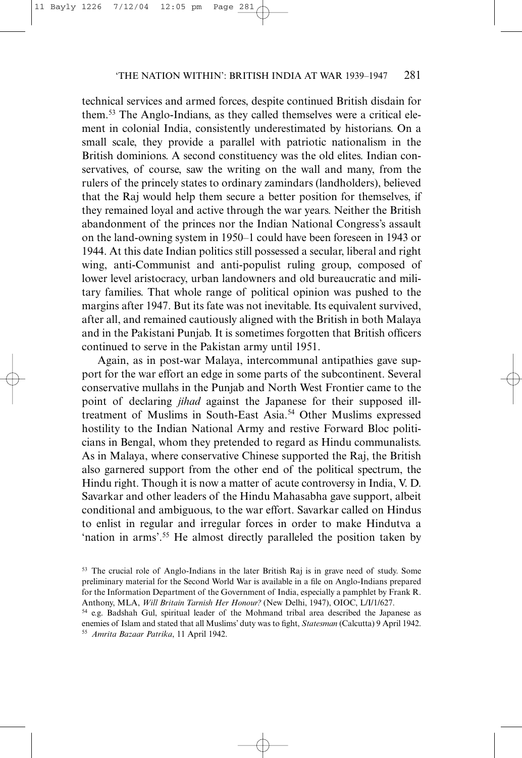technical services and armed forces, despite continued British disdain for them.[53] The Anglo-Indians, as they called themselves were a critical element in colonial India, consistently underestimated by historians. On a small scale, they provide a parallel with patriotic nationalism in the British dominions. A second constituency was the old elites. Indian conservatives, of course, saw the writing on the wall and many, from the rulers of the princely states to ordinary zamindars (landholders), believed that the Raj would help them secure a better position for themselves, if they remained loyal and active through the war years. Neither the British abandonment of the princes nor the Indian National Congress's assault on the land-owning system in 1950–1 could have been foreseen in 1943 or 1944. At this date Indian politics still possessed a secular, liberal and right wing, anti-Communist and anti-populist ruling group, composed of lower level aristocracy, urban landowners and old bureaucratic and military families. That whole range of political opinion was pushed to the margins after 1947. But its fate was not inevitable. Its equivalent survived, after all, and remained cautiously aligned with the British in both Malaya and in the Pakistani Punjab. It is sometimes forgotten that British officers continued to serve in the Pakistan army until 1951.

Again, as in post-war Malaya, intercommunal antipathies gave support for the war effort an edge in some parts of the subcontinent. Several conservative mullahs in the Punjab and North West Frontier came to the point of declaring *jihad* against the Japanese for their supposed ill-treatment of Muslims in South-East Asia.[54] Other Muslims expressed hostility to the Indian National Army and restive Forward Bloc politicians in Bengal, whom they pretended to regard as Hindu communalists. As in Malaya, where conservative Chinese supported the Raj, the British also garnered support from the other end of the political spectrum, the Hindu right. Though it is now a matter of acute controversy in India, V. D. Savarkar and other leaders of the Hindu Mahasabha gave support, albeit conditional and ambiguous, to the war effort. Savarkar called on Hindus to enlist in regular and irregular forces in order to make Hindutva a 'nation in arms'.[55] He almost directly paralleled the position taken by

[53] The crucial role of Anglo-Indians in the later British Raj is in grave need of study. Some preliminary material for the Second World War is available in a file on Anglo-Indians prepared for the Information Department of the Government of India, especially a pamphlet by Frank R. Anthony, MLA, *Will Britain Tarnish Her Honour?* (New Delhi, 1947), OIOC, L/I/1/627.

[54] e.g. Badshah Gul, spiritual leader of the Mohmand tribal area described the Japanese as enemies of Islam and stated that all Muslims' duty was to fight, *Statesman* (Calcutta) 9 April 1942.

[55] *Amrita Bazaar Patrika*, 11 April 1942.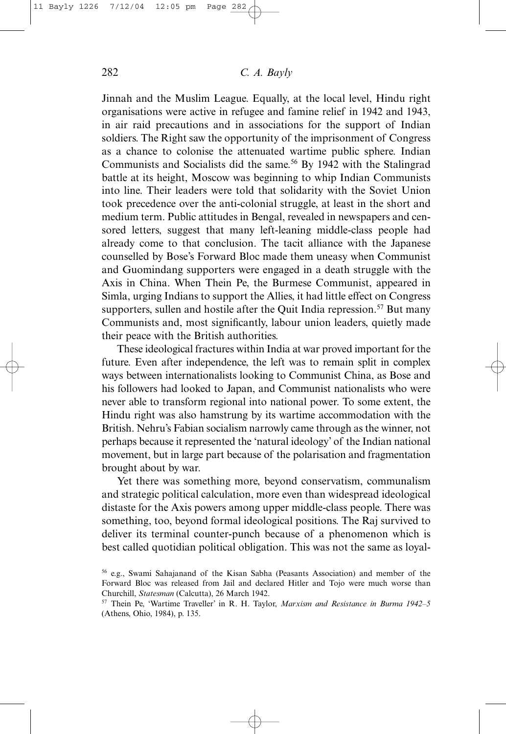Jinnah and the Muslim League. Equally, at the local level, Hindu right organisations were active in refugee and famine relief in 1942 and 1943, in air raid precautions and in associations for the support of Indian soldiers. The Right saw the opportunity of the imprisonment of Congress as a chance to colonise the attenuated wartime public sphere. Indian Communists and Socialists did the same.[56] By 1942 with the Stalingrad battle at its height, Moscow was beginning to whip Indian Communists into line. Their leaders were told that solidarity with the Soviet Union took precedence over the anti-colonial struggle, at least in the short and medium term. Public attitudes in Bengal, revealed in newspapers and censored letters, suggest that many left-leaning middle-class people had already come to that conclusion. The tacit alliance with the Japanese counselled by Bose's Forward Bloc made them uneasy when Communist and Guomindang supporters were engaged in a death struggle with the Axis in China. When Thein Pe, the Burmese Communist, appeared in Simla, urging Indians to support the Allies, it had little effect on Congress supporters, sullen and hostile after the Quit India repression.[57] But many Communists and, most significantly, labour union leaders, quietly made their peace with the British authorities.

These ideological fractures within India at war proved important for the future. Even after independence, the left was to remain split in complex ways between internationalists looking to Communist China, as Bose and his followers had looked to Japan, and Communist nationalists who were never able to transform regional into national power. To some extent, the Hindu right was also hamstrung by its wartime accommodation with the British. Nehru's Fabian socialism narrowly came through as the winner, not perhaps because it represented the 'natural ideology' of the Indian national movement, but in large part because of the polarisation and fragmentation brought about by war.

Yet there was something more, beyond conservatism, communalism and strategic political calculation, more even than widespread ideological distaste for the Axis powers among upper middle-class people. There was something, too, beyond formal ideological positions. The Raj survived to deliver its terminal counter-punch because of a phenomenon which is best called quotidian political obligation. This was not the same as loyal-

[56] e.g., Swami Sahajanand of the Kisan Sabha (Peasants Association) and member of the Forward Bloc was released from Jail and declared Hitler and Tojo were much worse than Churchill, *Statesman* (Calcutta), 26 March 1942.

[57] Thein Pe, 'Wartime Traveller' in R. H. Taylor, *Marxism and Resistance in Burma 1942–5* (Athens, Ohio, 1984), p. 135.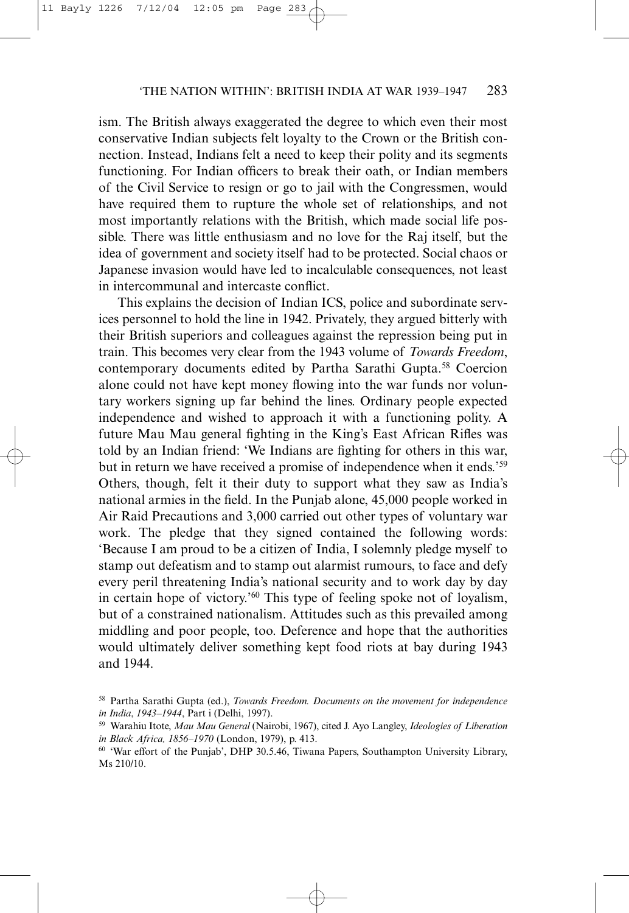ism. The British always exaggerated the degree to which even their most conservative Indian subjects felt loyalty to the Crown or the British connection. Instead, Indians felt a need to keep their polity and its segments functioning. For Indian officers to break their oath, or Indian members of the Civil Service to resign or go to jail with the Congressmen, would have required them to rupture the whole set of relationships, and not most importantly relations with the British, which made social life possible. There was little enthusiasm and no love for the Raj itself, but the idea of government and society itself had to be protected. Social chaos or Japanese invasion would have led to incalculable consequences, not least in intercommunal and intercaste conflict.

This explains the decision of Indian ICS, police and subordinate services personnel to hold the line in 1942. Privately, they argued bitterly with their British superiors and colleagues against the repression being put in train. This becomes very clear from the 1943 volume of *Towards Freedom*, contemporary documents edited by Partha Sarathi Gupta.[58] Coercion alone could not have kept money flowing into the war funds nor voluntary workers signing up far behind the lines. Ordinary people expected independence and wished to approach it with a functioning polity. A future Mau Mau general fighting in the King's East African Rifles was told by an Indian friend: 'We Indians are fighting for others in this war, but in return we have received a promise of independence when it ends.'[59] Others, though, felt it their duty to support what they saw as India's national armies in the field. In the Punjab alone, 45,000 people worked in Air Raid Precautions and 3,000 carried out other types of voluntary war work. The pledge that they signed contained the following words: 'Because I am proud to be a citizen of India, I solemnly pledge myself to stamp out defeatism and to stamp out alarmist rumours, to face and defy every peril threatening India's national security and to work day by day in certain hope of victory.'[60] This type of feeling spoke not of loyalism, but of a constrained nationalism. Attitudes such as this prevailed among middling and poor people, too. Deference and hope that the authorities would ultimately deliver something kept food riots at bay during 1943 and 1944.

[58] Partha Sarathi Gupta (ed.), *Towards Freedom. Documents on the movement for independence in India, 1943–1944*, Part i (Delhi, 1997).

[59] Warahiu Itote, *Mau Mau General* (Nairobi, 1967), cited J. Ayo Langley, *Ideologies of Liberation in Black Africa, 1856–1970* (London, 1979), p. 413.

[60] 'War effort of the Punjab', DHP 30.5.46, Tiwana Papers, Southampton University Library, Ms 210/10.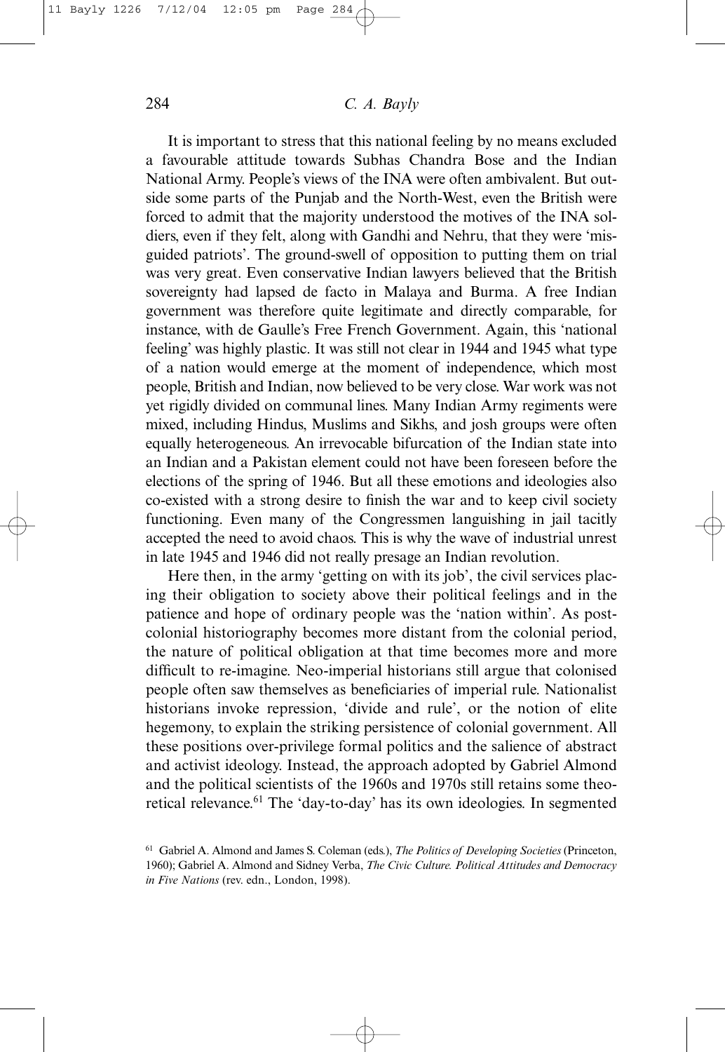It is important to stress that this national feeling by no means excluded a favourable attitude towards Subhas Chandra Bose and the Indian National Army. People's views of the INA were often ambivalent. But outside some parts of the Punjab and the North-West, even the British were forced to admit that the majority understood the motives of the INA soldiers, even if they felt, along with Gandhi and Nehru, that they were 'misguided patriots'. The ground-swell of opposition to putting them on trial was very great. Even conservative Indian lawyers believed that the British sovereignty had lapsed de facto in Malaya and Burma. A free Indian government was therefore quite legitimate and directly comparable, for instance, with de Gaulle's Free French Government. Again, this 'national feeling' was highly plastic. It was still not clear in 1944 and 1945 what type of a nation would emerge at the moment of independence, which most people, British and Indian, now believed to be very close. War work was not yet rigidly divided on communal lines. Many Indian Army regiments were mixed, including Hindus, Muslims and Sikhs, and josh groups were often equally heterogeneous. An irrevocable bifurcation of the Indian state into an Indian and a Pakistan element could not have been foreseen before the elections of the spring of 1946. But all these emotions and ideologies also co-existed with a strong desire to finish the war and to keep civil society functioning. Even many of the Congressmen languishing in jail tacitly accepted the need to avoid chaos. This is why the wave of industrial unrest in late 1945 and 1946 did not really presage an Indian revolution.

Here then, in the army 'getting on with its job', the civil services placing their obligation to society above their political feelings and in the patience and hope of ordinary people was the 'nation within'. As postcolonial historiography becomes more distant from the colonial period, the nature of political obligation at that time becomes more and more difficult to re-imagine. Neo-imperial historians still argue that colonised people often saw themselves as beneficiaries of imperial rule. Nationalist historians invoke repression, 'divide and rule', or the notion of elite hegemony, to explain the striking persistence of colonial government. All these positions over-privilege formal politics and the salience of abstract and activist ideology. Instead, the approach adopted by Gabriel Almond and the political scientists of the 1960s and 1970s still retains some theoretical relevance.[61] The 'day-to-day' has its own ideologies. In segmented

[61] Gabriel A. Almond and James S. Coleman (eds.), *The Politics of Developing Societies* (Princeton, 1960); Gabriel A. Almond and Sidney Verba, *The Civic Culture. Political Attitudes and Democracy in Five Nations* (rev. edn., London, 1998).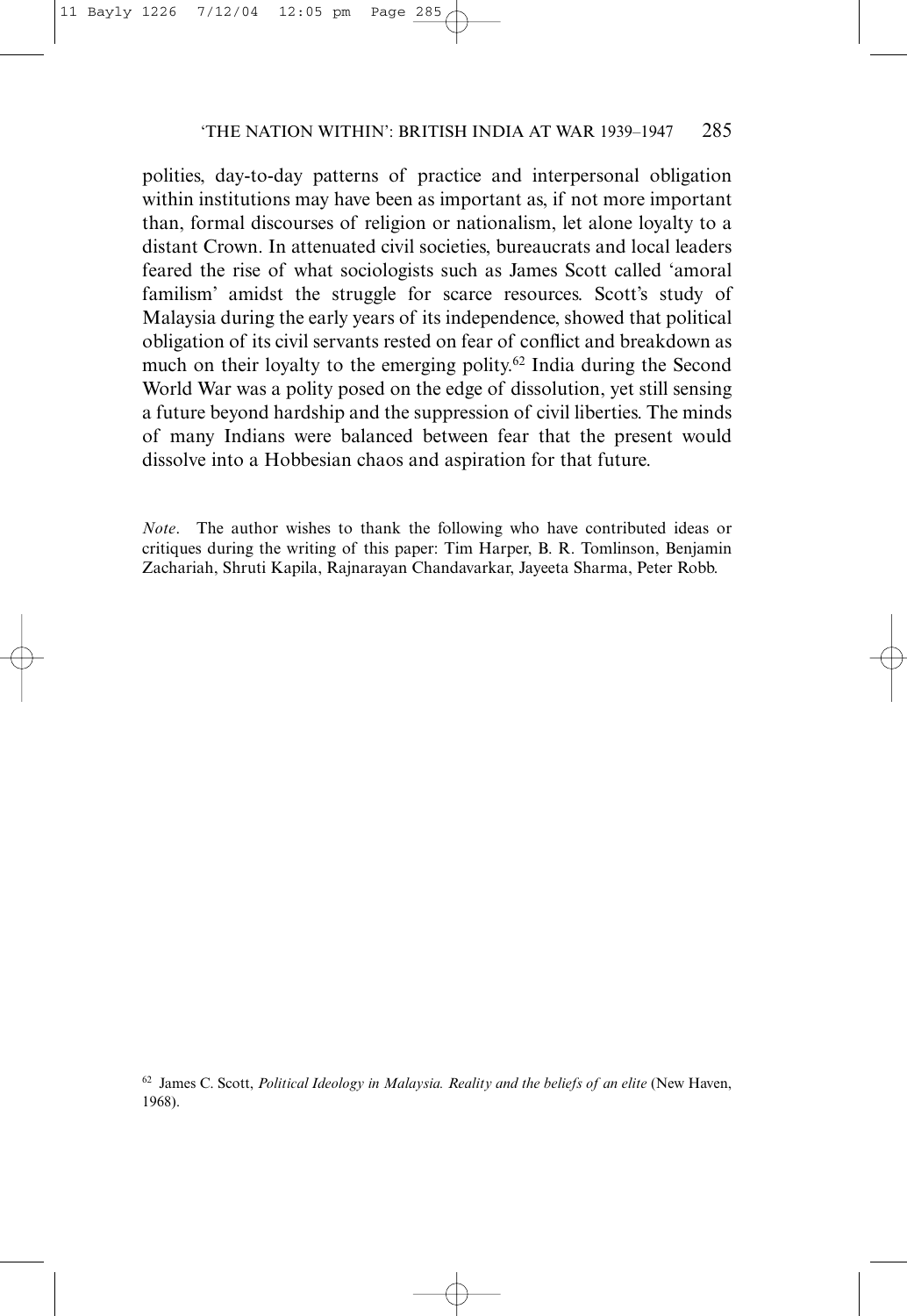polities, day-to-day patterns of practice and interpersonal obligation within institutions may have been as important as, if not more important than, formal discourses of religion or nationalism, let alone loyalty to a distant Crown. In attenuated civil societies, bureaucrats and local leaders feared the rise of what sociologists such as James Scott called 'amoral familism' amidst the struggle for scarce resources. Scott's study of Malaysia during the early years of its independence, showed that political obligation of its civil servants rested on fear of conflict and breakdown as much on their loyalty to the emerging polity.[62] India during the Second World War was a polity posed on the edge of dissolution, yet still sensing a future beyond hardship and the suppression of civil liberties. The minds of many Indians were balanced between fear that the present would dissolve into a Hobbesian chaos and aspiration for that future.

*Note*. The author wishes to thank the following who have contributed ideas or critiques during the writing of this paper: Tim Harper, B. R. Tomlinson, Benjamin Zachariah, Shruti Kapila, Rajnarayan Chandavarkar, Jayeeta Sharma, Peter Robb.

[62] James C. Scott, *Political Ideology in Malaysia. Reality and the beliefs of an elite* (New Haven, 1968).